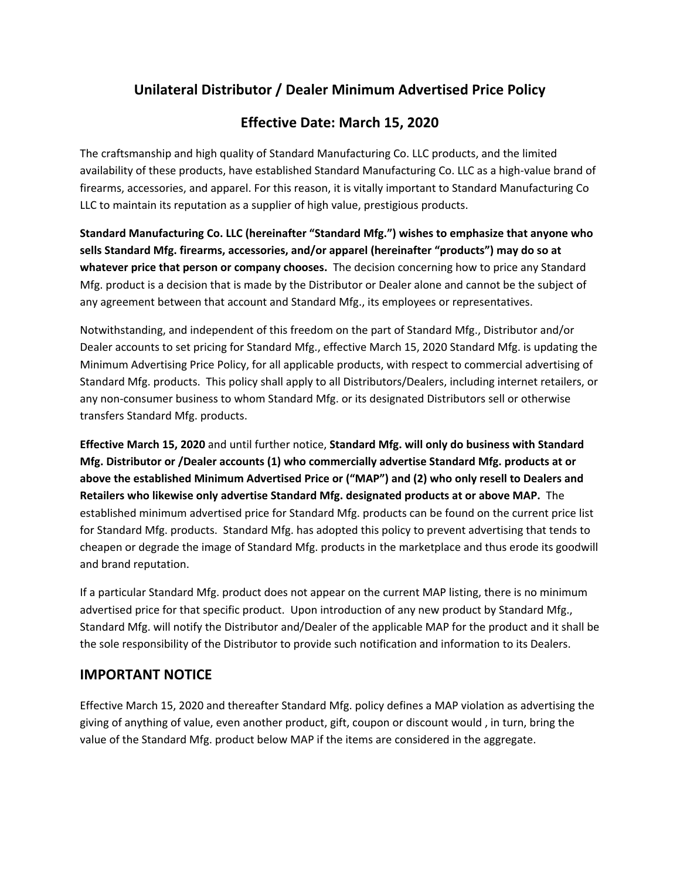# Unilateral Distributor / Dealer Minimum Advertised Price Policy

## Effective Date: March 15, 2020

The craftsmanship and high quality of Standard Manufacturing Co. LLC products, and the limited availability of these products, have established Standard Manufacturing Co. LLC as a high-value brand of firearms, accessories, and apparel. For this reason, it is vitally important to Standard Manufacturing Co LLC to maintain its reputation as a supplier of high value, prestigious products.

**Standard Manufacturing Co. LLC (hereinafter "Standard Mfg.") wishes to emphasize that anyone who sells Standard Mfg. firearms, accessories, and/or apparel (hereinafter "products") may do so at whatever price that person or company chooses.** The decision concerning how to price any Standard Mfg. product is a decision that is made by the Distributor or Dealer alone and cannot be the subject of any agreement between that account and Standard Mfg., its employees or representatives.

Notwithstanding, and independent of this freedom on the part of Standard Mfg., Distributor and/or Dealer accounts to set pricing for Standard Mfg., effective March 15, 2020 Standard Mfg. is updating the Minimum Advertising Price Policy, for all applicable products, with respect to commercial advertising of Standard Mfg. products. This policy shall apply to all Distributors/Dealers, including internet retailers, or any non-consumer business to whom Standard Mfg. or its designated Distributors sell or otherwise transfers Standard Mfg. products.

**Effective March 15, 2020** and until further notice, **Standard Mfg. will only do business with Standard Mfg. Distributor or /Dealer accounts (1) who commercially advertise Standard Mfg. products at or above the established Minimum Advertised Price or ("MAP") and (2) who only resell to Dealers and Retailers who likewise only advertise Standard Mfg. designated products at or above MAP.** The established minimum advertised price for Standard Mfg. products can be found on the current price list for Standard Mfg. products. Standard Mfg. has adopted this policy to prevent advertising that tends to cheapen or degrade the image of Standard Mfg. products in the marketplace and thus erode its goodwill and brand reputation.

If a particular Standard Mfg. product does not appear on the current MAP listing, there is no minimum advertised price for that specific product. Upon introduction of any new product by Standard Mfg., Standard Mfg. will notify the Distributor and/Dealer of the applicable MAP for the product and it shall be the sole responsibility of the Distributor to provide such notification and information to its Dealers.

## IMPORTANT NOTICE

Effective March 15, 2020 and thereafter Standard Mfg. policy defines a MAP violation as advertising the giving of anything of value, even another product, gift, coupon or discount would , in turn, bring the value of the Standard Mfg. product below MAP if the items are considered in the aggregate.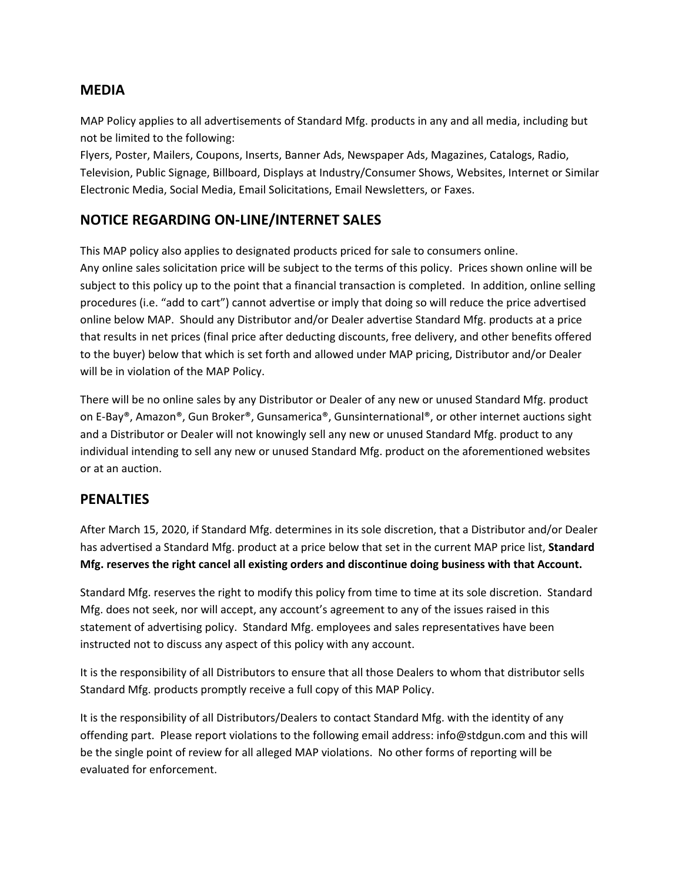## MEDIA

MAP Policy applies to all advertisements of Standard Mfg. products in any and all media, including but not be limited to the following:
Flyers, Poster, Mailers, Coupons, Inserts, Banner Ads, Newspaper Ads, Magazines, Catalogs, Radio, Television, Public Signage, Billboard, Displays at Industry/Consumer Shows, Websites, Internet or Similar Electronic Media, Social Media, Email Solicitations, Email Newsletters, or Faxes.

## NOTICE REGARDING ON-LINE/INTERNET SALES

This MAP policy also applies to designated products priced for sale to consumers online.
Any online sales solicitation price will be subject to the terms of this policy. Prices shown online will be subject to this policy up to the point that a financial transaction is completed. In addition, online selling procedures (i.e. "add to cart") cannot advertise or imply that doing so will reduce the price advertised online below MAP. Should any Distributor and/or Dealer advertise Standard Mfg. products at a price that results in net prices (final price after deducting discounts, free delivery, and other benefits offered to the buyer) below that which is set forth and allowed under MAP pricing, Distributor and/or Dealer will be in violation of the MAP Policy.

There will be no online sales by any Distributor or Dealer of any new or unused Standard Mfg. product on E-Bay®, Amazon®, Gun Broker®, Gunsamerica®, Gunsinternational®, or other internet auctions sight and a Distributor or Dealer will not knowingly sell any new or unused Standard Mfg. product to any individual intending to sell any new or unused Standard Mfg. product on the aforementioned websites or at an auction.

## PENALTIES

After March 15, 2020, if Standard Mfg. determines in its sole discretion, that a Distributor and/or Dealer has advertised a Standard Mfg. product at a price below that set in the current MAP price list, **Standard Mfg. reserves the right cancel all existing orders and discontinue doing business with that Account.**

Standard Mfg. reserves the right to modify this policy from time to time at its sole discretion. Standard Mfg. does not seek, nor will accept, any account's agreement to any of the issues raised in this statement of advertising policy. Standard Mfg. employees and sales representatives have been instructed not to discuss any aspect of this policy with any account.

It is the responsibility of all Distributors to ensure that all those Dealers to whom that distributor sells Standard Mfg. products promptly receive a full copy of this MAP Policy.

It is the responsibility of all Distributors/Dealers to contact Standard Mfg. with the identity of any offending part. Please report violations to the following email address: info@stdgun.com and this will be the single point of review for all alleged MAP violations. No other forms of reporting will be evaluated for enforcement.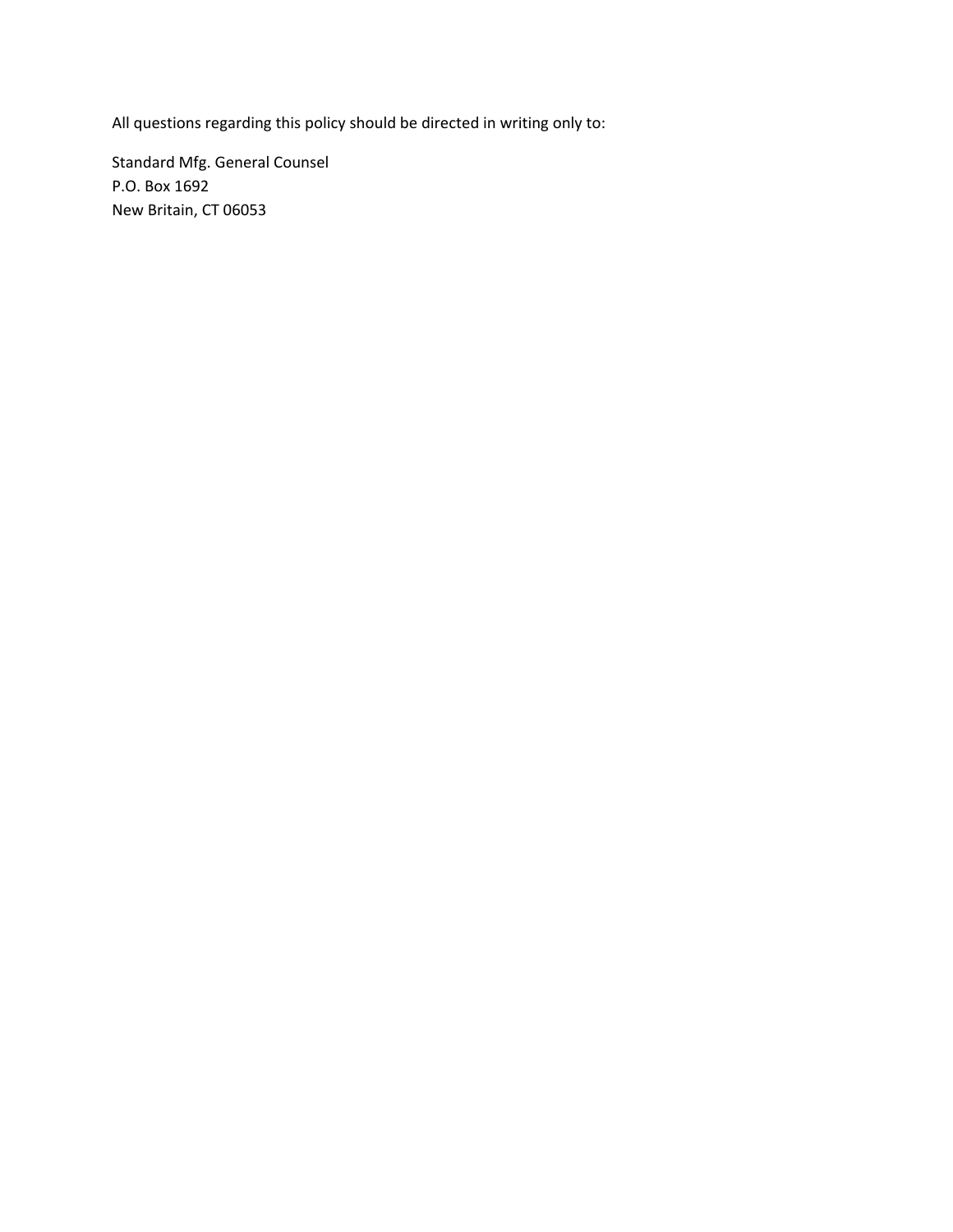All questions regarding this policy should be directed in writing only to:

Standard Mfg. General Counsel
P.O. Box 1692
New Britain, CT 06053